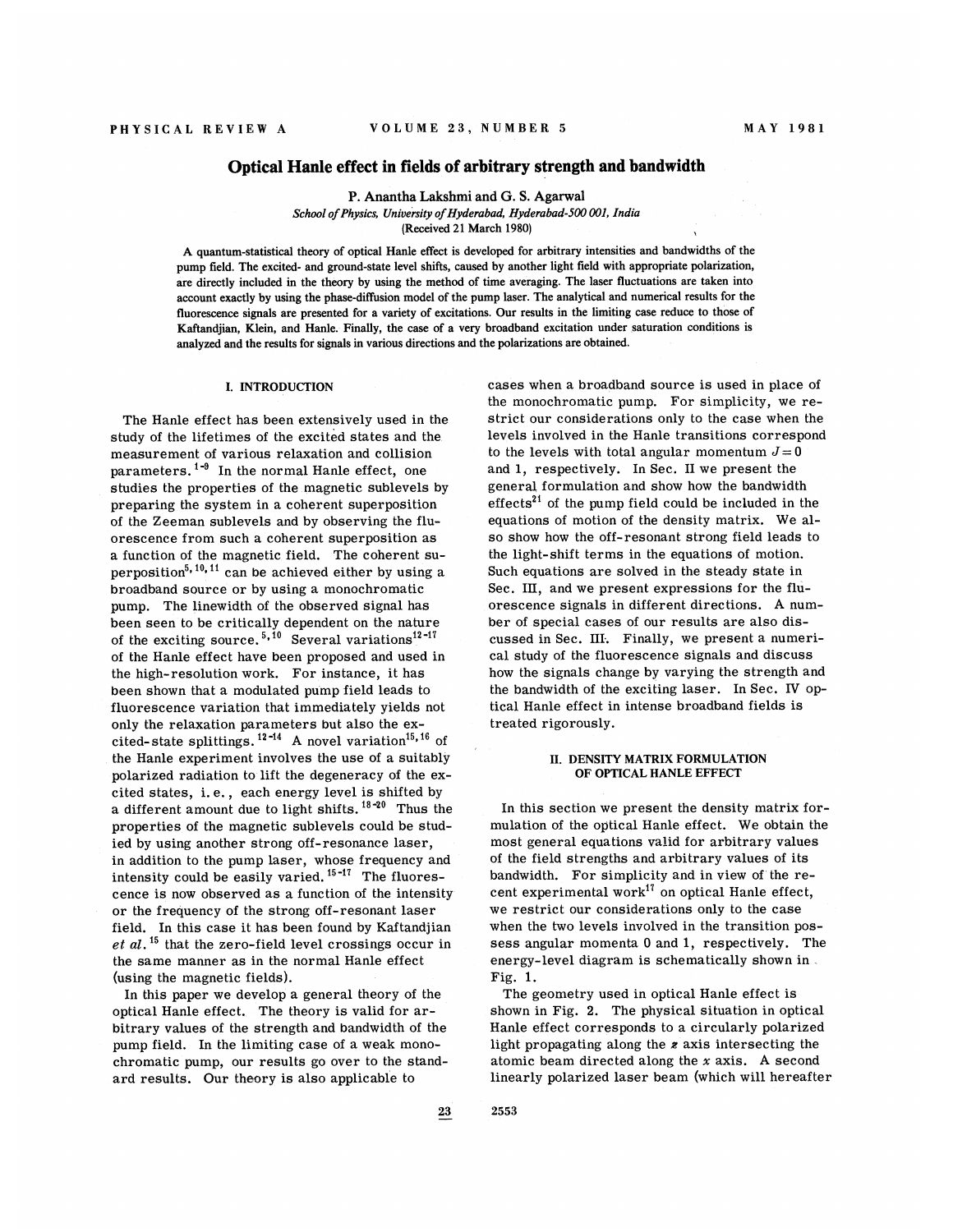# Optical Hanle effect in fields of arbitrary strength and bandwidth

P. Anantha Lakshmi and G. S. Agarwal

*School of Physics, University of Hyderabad, Hyderabad-500 001, India*

(Received 21 March 1980)

A quantum-statistical theory of optical Hanle effect is developed for arbitrary intensities and bandwidths of the pump field. The excited- and ground-state level shifts, caused by another light field with appropriate polarization, are directly included in the theory by using the method of time averaging. The laser fluctuations are taken into account exactly by using the phase-diffusion model of the pump laser. The analytical and numerical results for the fluorescence signals are presented for a variety of excitations. Our results in the limiting case reduce to those of Kaftandjian, Klein, and Hanle. Finally, the case of a very broadband excitation under saturation conditions is analyzed and the results for signals in various directions and the polarizations are obtained.

## I. INTRODUCTION

The Hanle effect has been extensively used in the study of the lifetimes of the excited states and the measurement of various relaxation and collision parameters.[1-9] In the normal Hanle effect, one studies the properties of the magnetic sublevels by preparing the system in a coherent superposition of the Zeeman sublevels and by observing the fluorescence from such a coherent superposition as a function of the magnetic field. The coherent superposition[5,10,11] can be achieved either by using a broadband source or by using a monochromatic pump. The linewidth of the observed signal has been seen to be critically dependent on the nature of the exciting source.[5,10] Several variations[12-17] of the Hanle effect have been proposed and used in the high-resolution work. For instance, it has been shown that a modulated pump field leads to fluorescence variation that immediately yields not only the relaxation parameters but also the excited-state splittings.[12-14] A novel variation[15,16] of the Hanle experiment involves the use of a suitably polarized radiation to lift the degeneracy of the excited states, i.e., each energy level is shifted by a different amount due to light shifts.[18-20] Thus the properties of the magnetic sublevels could be studied by using another strong off-resonance laser, in addition to the pump laser, whose frequency and intensity could be easily varied.[15-17] The fluorescence is now observed as a function of the intensity or the frequency of the strong off-resonant laser field. In this case it has been found by Kaftandjian *et al.*[15] that the zero-field level crossings occur in the same manner as in the normal Hanle effect (using the magnetic fields).

In this paper we develop a general theory of the optical Hanle effect. The theory is valid for arbitrary values of the strength and bandwidth of the pump field. In the limiting case of a weak monochromatic pump, our results go over to the standard results. Our theory is also applicable to cases when a broadband source is used in place of the monochromatic pump. For simplicity, we restrict our considerations only to the case when the levels involved in the Hanle transitions correspond to the levels with total angular momentum $J=0$ and 1, respectively. In Sec. II we present the general formulation and show how the bandwidth effects[21] of the pump field could be included in the equations of motion of the density matrix. We also show how the off-resonant strong field leads to the light-shift terms in the equations of motion. Such equations are solved in the steady state in Sec. III, and we present expressions for the fluorescence signals in different directions. A number of special cases of our results are also discussed in Sec. III. Finally, we present a numerical study of the fluorescence signals and discuss how the signals change by varying the strength and the bandwidth of the exciting laser. In Sec. IV optical Hanle effect in intense broadband fields is treated rigorously.

## II. DENSITY MATRIX FORMULATION OF OPTICAL HANLE EFFECT

In this section we present the density matrix formulation of the optical Hanle effect. We obtain the most general equations valid for arbitrary values of the field strengths and arbitrary values of its bandwidth. For simplicity and in view of the recent experimental work[17] on optical Hanle effect, we restrict our considerations only to the case when the two levels involved in the transition possess angular momenta 0 and 1, respectively. The energy-level diagram is schematically shown in Fig. 1.

The geometry used in optical Hanle effect is shown in Fig. 2. The physical situation in optical Hanle effect corresponds to a circularly polarized light propagating along the $z$ axis intersecting the atomic beam directed along the $x$ axis. A second linearly polarized laser beam (which will hereafter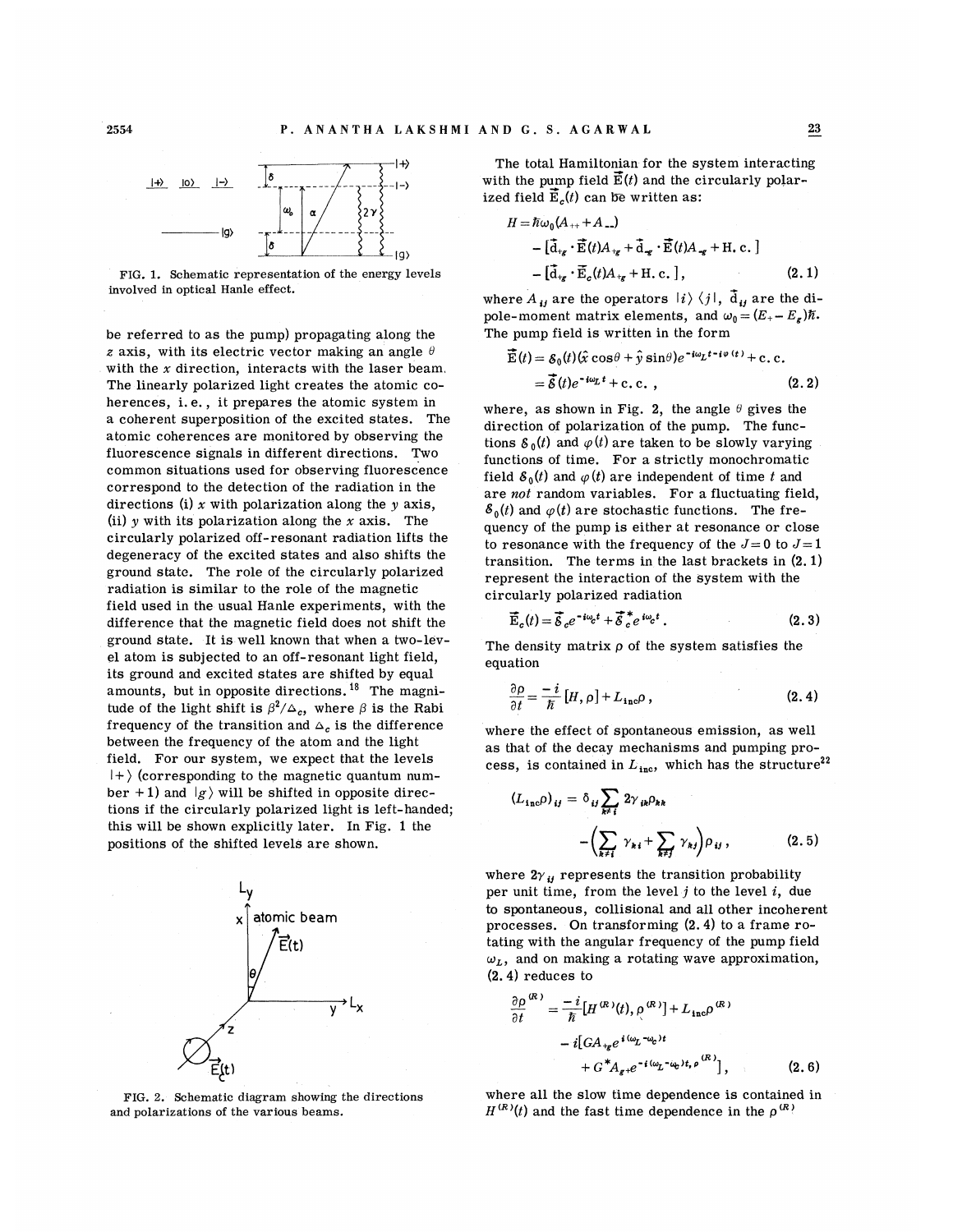FIG. 1. Schematic representation of the energy levels involved in optical Hanle effect.

be referred to as the pump) propagating along the $z$ axis, with its electric vector making an angle $\theta$ with the $x$ direction, interacts with the laser beam. The linearly polarized light creates the atomic coherences, i.e., it prepares the atomic system in a coherent superposition of the excited states. The atomic coherences are monitored by observing the fluorescence signals in different directions. Two common situations used for observing fluorescence correspond to the detection of the radiation in the directions (i) $x$ with polarization along the $y$ axis, (ii) $y$ with its polarization along the $x$ axis. The circularly polarized off-resonant radiation lifts the degeneracy of the excited states and also shifts the ground state. The role of the circularly polarized radiation is similar to the role of the magnetic field used in the usual Hanle experiments, with the difference that the magnetic field does not shift the ground state. It is well known that when a two-level atom is subjected to an off-resonant light field, its ground and excited states are shifted by equal amounts, but in opposite directions.[18] The magnitude of the light shift is $\beta^2/\Delta_c$, where $\beta$ is the Rabi frequency of the transition and $\Delta_c$ is the difference between the frequency of the atom and the light field. For our system, we expect that the levels $|+\rangle$ (corresponding to the magnetic quantum number $+1$) and $|g\rangle$ will be shifted in opposite directions if the circularly polarized light is left-handed; this will be shown explicitly later. In Fig. 1 the positions of the shifted levels are shown.

FIG. 2. Schematic diagram showing the directions and polarizations of the various beams.

The total Hamiltonian for the system interacting with the pump field $\vec{E}(t)$ and the circularly polarized field $\vec{E}_c(t)$ can be written as:

$$H = \hbar\omega_0(A_{++} + A_{--}) - [\vec{d}_{+g}\cdot\vec{E}(t)A_{+g} + \vec{d}_{-g}\cdot\vec{E}(t)A_{-g} + \text{H. c.}] - [\vec{d}_{+g}\cdot\vec{E}_c(t)A_{+g} + \text{H. c.}], \tag{2.1}$$

where $A_{ij}$ are the operators $|i\rangle\langle j|$, $\vec{d}_{ij}$ are the dipole-moment matrix elements, and $\omega_0 = (E_+ - E_g)/\hbar$. The pump field is written in the form

$$\vec{E}(t) = \mathcal{E}_0(t)(\hat{x}\cos\theta + \hat{y}\sin\theta)e^{-i\omega_L t - i\varphi(t)} + \text{c. c.} = \vec{\mathcal{E}}(t)e^{-i\omega_L t} + \text{c. c.}, \tag{2.2}$$

where, as shown in Fig. 2, the angle $\theta$ gives the direction of polarization of the pump. The functions $\mathcal{E}_0(t)$ and $\varphi(t)$ are taken to be slowly varying functions of time. For a strictly monochromatic field $\mathcal{E}_0(t)$ and $\varphi(t)$ are independent of time $t$ and are *not* random variables. For a fluctuating field, $\mathcal{E}_0(t)$ and $\varphi(t)$ are stochastic functions. The frequency of the pump is either at resonance or close to resonance with the frequency of the $J=0$ to $J=1$ transition. The terms in the last brackets in (2.1) represent the interaction of the system with the circularly polarized radiation

$$\vec{E}_c(t) = \vec{\mathcal{E}}_c e^{-i\omega_c t} + \vec{\mathcal{E}}_c^{\,*} e^{i\omega_c t}. \tag{2.3}$$

The density matrix $\rho$ of the system satisfies the equation

$$\frac{\partial\rho}{\partial t} = \frac{-i}{\hbar}[H,\rho] + L_{\text{inc}}\rho, \tag{2.4}$$

where the effect of spontaneous emission, as well as that of the decay mechanisms and pumping process, is contained in $L_{\text{inc}}$, which has the structure[22]

$$(L_{\text{inc}}\rho)_{ij} = \delta_{ij}\sum_{k\neq i} 2\gamma_{ik}\rho_{kk} - \left(\sum_{k\neq i}\gamma_{ki} + \sum_{k\neq j}\gamma_{kj}\right)\rho_{ij}, \tag{2.5}$$

where $2\gamma_{ij}$ represents the transition probability per unit time, from the level $j$ to the level $i$, due to spontaneous, collisional and all other incoherent processes. On transforming (2.4) to a frame rotating with the angular frequency of the pump field $\omega_L$, and on making a rotating wave approximation, (2.4) reduces to

$$\frac{\partial\rho^{(R)}}{\partial t} = \frac{-i}{\hbar}[H^{(R)}(t), \rho^{(R)}] + L_{\text{inc}}\rho^{(R)} - i[GA_{+g}e^{i(\omega_L-\omega_c)t} + G^*A_{g+}e^{-i(\omega_L-\omega_c)t}, \rho^{(R)}], \tag{2.6}$$

where all the slow time dependence is contained in $H^{(R)}(t)$ and the fast time dependence in the $\rho^{(R)}$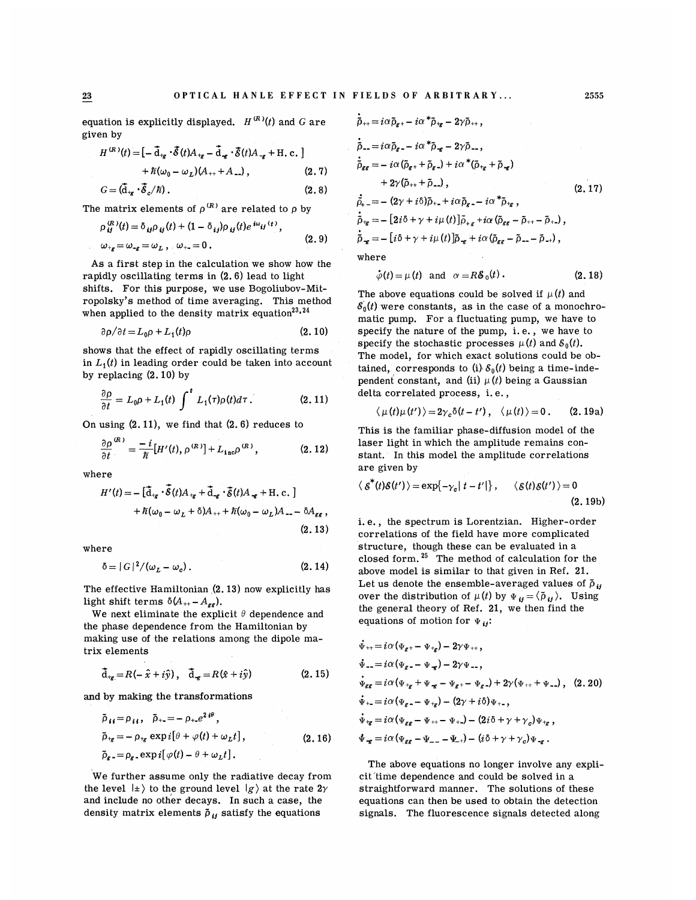equation is explicitly displayed. $H^{(R)}(t)$ and $G$ are given by

$$H^{(R)}(t) = [-\vec{d}_{+g}\cdot\vec{\mathcal{E}}(t)A_{+g} - \vec{d}_{-g}\cdot\vec{\mathcal{E}}(t)A_{-g} + \text{H. c.}] + \hbar(\omega_0-\omega_L)(A_{++}+A_{--}), \tag{2.7}$$

$$G = (\vec{d}_{+g}\cdot\vec{\mathcal{E}}_c/\hbar). \tag{2.8}$$

The matrix elements of $\rho^{(R)}$ are related to $\rho$ by

$$\rho_{ij}^{(R)}(t) = \delta_{ij}\rho_{ij}(t) + (1-\delta_{ij})\rho_{ij}(t)e^{i\omega_{ij}(t)},$$
$$\omega_{+g} = \omega_{-g} = \omega_L, \quad \omega_{+-} = 0. \tag{2.9}$$

As a first step in the calculation we show how the rapidly oscillating terms in (2.6) lead to light shifts. For this purpose, we use Bogoliubov-Mitropolsky's method of time averaging. This method when applied to the density matrix equation[23,24]

$$\partial\rho/\partial t = L_0\rho + L_1(t)\rho \tag{2.10}$$

shows that the effect of rapidly oscillating terms in $L_1(t)$ in leading order could be taken into account by replacing (2.10) by

$$\frac{\partial\rho}{\partial t} = L_0\rho + L_1(t)\int^t L_1(\tau)\rho(t)d\tau. \tag{2.11}$$

On using (2.11), we find that (2.6) reduces to

$$\frac{\partial\rho^{(R)}}{\partial t} = \frac{-i}{\hbar}[H'(t),\rho^{(R)}] + L_{\text{inc}}\rho^{(R)}, \tag{2.12}$$

where

$$H'(t) = -[\vec{d}_{+g}\cdot\vec{\mathcal{E}}(t)A_{+g} + \vec{d}_{-g}\cdot\vec{\mathcal{E}}(t)A_{-g} + \text{H. c.}] + \hbar(\omega_0-\omega_L+\delta)A_{++} + \hbar(\omega_0-\omega_L)A_{--} - \delta A_{gg}, \tag{2.13}$$

where

$$\delta = |G|^2/(\omega_L-\omega_c). \tag{2.14}$$

The effective Hamiltonian (2.13) now explicitly has light shift terms $\delta(A_{++}-A_{gg})$.

We next eliminate the explicit $\theta$ dependence and the phase dependence from the Hamiltonian by making use of the relations among the dipole matrix elements

$$\vec{d}_{+g} = R(-\hat{x}+i\hat{y}), \quad \vec{d}_{-g} = R(\hat{x}+i\hat{y}) \tag{2.15}$$

and by making the transformations

$$\tilde{\rho}_{ii} = \rho_{ii}, \quad \tilde{\rho}_{+-} = -\rho_{+-}e^{2i\theta},$$
$$\tilde{\rho}_{+g} = -\rho_{+g}\exp i[\theta+\varphi(t)+\omega_L t], \tag{2.16}$$
$$\tilde{\rho}_{g-} = \rho_{g-}\exp i[\varphi(t)-\theta+\omega_L t].$$

We further assume only the radiative decay from the level $|\pm\rangle$ to the ground level $|g\rangle$ at the rate $2\gamma$ and include no other decays. In such a case, the density matrix elements $\tilde{\rho}_{ij}$ satisfy the equations

$$\dot{\tilde{\rho}}_{++} = i\alpha\tilde{\rho}_{g+} - i\alpha^*\tilde{\rho}_{+g} - 2\gamma\tilde{\rho}_{++},$$
$$\dot{\tilde{\rho}}_{--} = i\alpha\tilde{\rho}_{g-} - i\alpha^*\tilde{\rho}_{-g} - 2\gamma\tilde{\rho}_{--},$$
$$\dot{\tilde{\rho}}_{gg} = -i\alpha(\tilde{\rho}_{g+}+\tilde{\rho}_{g-}) + i\alpha^*(\tilde{\rho}_{+g}+\tilde{\rho}_{-g}) + 2\gamma(\tilde{\rho}_{++}+\tilde{\rho}_{--}),$$
$$\dot{\tilde{\rho}}_{+-} = -(2\gamma+i\delta)\tilde{\rho}_{+-} + i\alpha\tilde{\rho}_{g-} - i\alpha^*\tilde{\rho}_{+g}, \tag{2.17}$$
$$\dot{\tilde{\rho}}_{+g} = -[2i\delta+\gamma+i\mu(t)]\tilde{\rho}_{+g} + i\alpha(\tilde{\rho}_{gg}-\tilde{\rho}_{++}-\tilde{\rho}_{+-}),$$
$$\dot{\tilde{\rho}}_{-g} = -[i\delta+\gamma+i\mu(t)]\tilde{\rho}_{-g} + i\alpha(\tilde{\rho}_{gg}-\tilde{\rho}_{--}-\tilde{\rho}_{-+}),$$

where

$$\dot{\varphi}(t) = \mu(t) \quad \text{and} \quad \alpha = R\mathcal{E}_0(t). \tag{2.18}$$

The above equations could be solved if $\mu(t)$ and $\mathcal{E}_0(t)$ were constants, as in the case of a monochromatic pump. For a fluctuating pump, we have to specify the nature of the pump, i.e., we have to specify the stochastic processes $\mu(t)$ and $\mathcal{E}_0(t)$. The model, for which exact solutions could be obtained, corresponds to (i) $\mathcal{E}_0(t)$ being a time-independent constant, and (ii) $\mu(t)$ being a Gaussian delta correlated process, i.e.,

$$\langle\mu(t)\mu(t')\rangle = 2\gamma_c\delta(t-t'), \quad \langle\mu(t)\rangle = 0. \tag{2.19a}$$

This is the familiar phase-diffusion model of the laser light in which the amplitude remains constant. In this model the amplitude correlations are given by

$$\langle\mathcal{E}^*(t)\mathcal{E}(t')\rangle = \exp\{-\gamma_c|t-t'|\}, \quad \langle\mathcal{E}(t)\mathcal{E}(t')\rangle = 0 \tag{2.19b}$$

i.e., the spectrum is Lorentzian. Higher-order correlations of the field have more complicated structure, though these can be evaluated in a closed form.[25] The method of calculation for the above model is similar to that given in Ref. 21. Let us denote the ensemble-averaged values of $\tilde{\rho}_{ij}$ over the distribution of $\mu(t)$ by $\Psi_{ij} = \langle\tilde{\rho}_{ij}\rangle$. Using the general theory of Ref. 21, we then find the equations of motion for $\Psi_{ij}$:

$$\dot{\Psi}_{++} = i\alpha(\Psi_{g+}-\Psi_{+g}) - 2\gamma\Psi_{++},$$
$$\dot{\Psi}_{--} = i\alpha(\Psi_{g-}-\Psi_{-g}) - 2\gamma\Psi_{--},$$
$$\dot{\Psi}_{gg} = i\alpha(\Psi_{+g}+\Psi_{-g}-\Psi_{g+}-\Psi_{g-}) + 2\gamma(\Psi_{++}+\Psi_{--}), \tag{2.20}$$
$$\dot{\Psi}_{+-} = i\alpha(\Psi_{g-}-\Psi_{+g}) - (2\gamma+i\delta)\Psi_{+-},$$
$$\dot{\Psi}_{+g} = i\alpha(\Psi_{gg}-\Psi_{++}-\Psi_{+-}) - (2i\delta+\gamma+\gamma_c)\Psi_{+g},$$
$$\dot{\Psi}_{-g} = i\alpha(\Psi_{gg}-\Psi_{--}-\Psi_{-+}) - (i\delta+\gamma+\gamma_c)\Psi_{-g}.$$

The above equations no longer involve any explicit time dependence and could be solved in a straightforward manner. The solutions of these equations can then be used to obtain the detection signals. The fluorescence signals detected along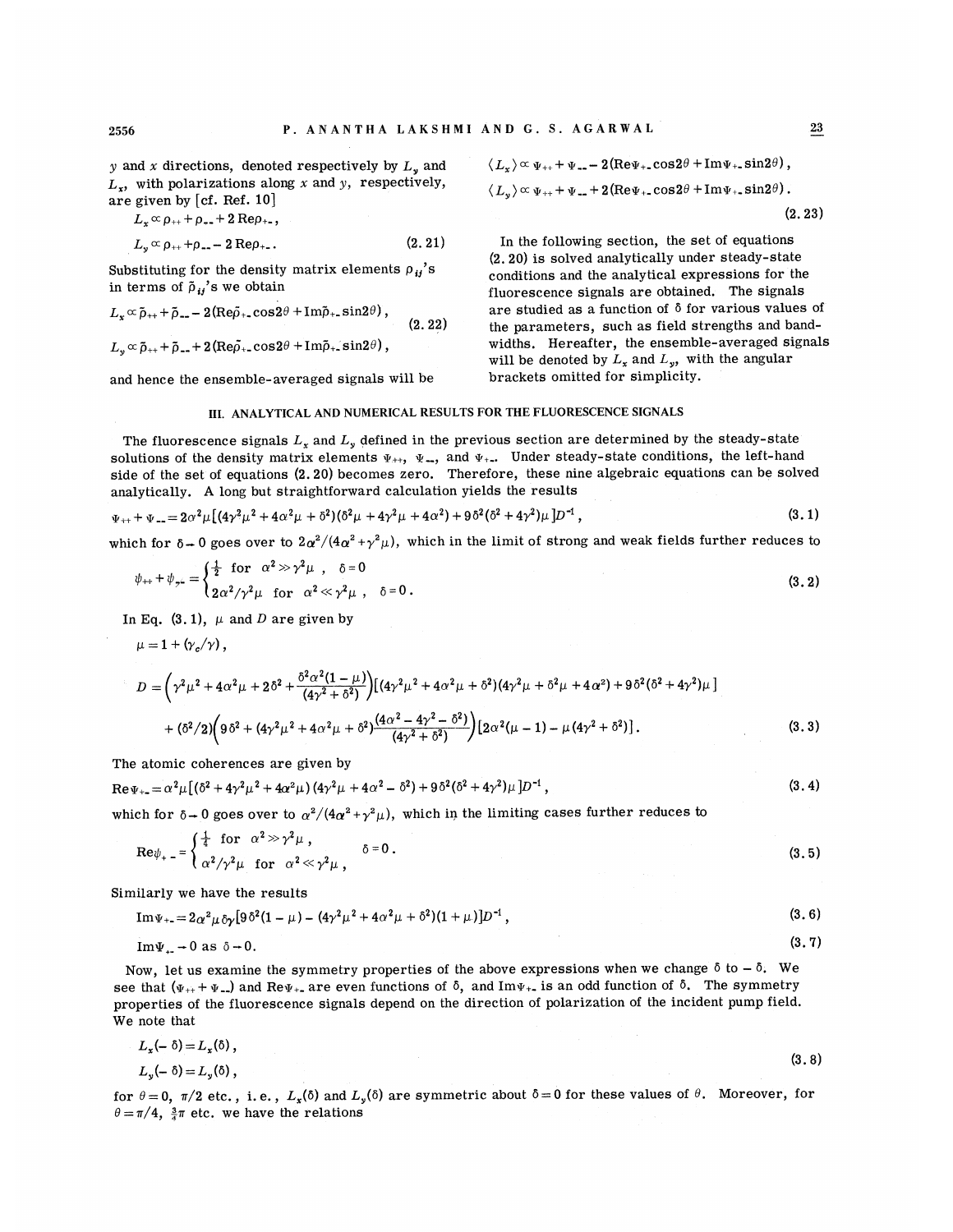$y$ and $x$ directions, denoted respectively by $L_y$ and $L_x$, with polarizations along $x$ and $y$, respectively, are given by [cf. Ref. 10]

$$L_x \propto \rho_{++} + \rho_{--} + 2\,\mathrm{Re}\rho_{+-},$$

$$L_y \propto \rho_{++} + \rho_{--} - 2\,\mathrm{Re}\rho_{+-}. \tag{2.21}$$

Substituting for the density matrix elements $\rho_{ij}$'s in terms of $\tilde{\rho}_{ij}$'s we obtain

$$L_x \propto \tilde{\rho}_{++} + \tilde{\rho}_{--} - 2(\mathrm{Re}\tilde{\rho}_{+-}\cos 2\theta + \mathrm{Im}\tilde{\rho}_{+-}\sin 2\theta),$$

$$L_y \propto \tilde{\rho}_{++} + \tilde{\rho}_{--} + 2(\mathrm{Re}\tilde{\rho}_{+-}\cos 2\theta + \mathrm{Im}\tilde{\rho}_{+-}\sin 2\theta), \tag{2.22}$$

and hence the ensemble-averaged signals will be

$$\langle L_x \rangle \propto \Psi_{++} + \Psi_{--} - 2(\mathrm{Re}\Psi_{+-}\cos 2\theta + \mathrm{Im}\Psi_{+-}\sin 2\theta),$$

$$\langle L_y \rangle \propto \Psi_{++} + \Psi_{--} + 2(\mathrm{Re}\Psi_{+-}\cos 2\theta + \mathrm{Im}\Psi_{+-}\sin 2\theta). \tag{2.23}$$

In the following section, the set of equations (2.20) is solved analytically under steady-state conditions and the analytical expressions for the fluorescence signals are obtained. The signals are studied as a function of $\delta$ for various values of the parameters, such as field strengths and bandwidths. Hereafter, the ensemble-averaged signals will be denoted by $L_x$ and $L_y$, with the angular brackets omitted for simplicity.

## III. ANALYTICAL AND NUMERICAL RESULTS FOR THE FLUORESCENCE SIGNALS

The fluorescence signals $L_x$ and $L_y$ defined in the previous section are determined by the steady-state solutions of the density matrix elements $\Psi_{++}$, $\Psi_{--}$, and $\Psi_{+-}$. Under steady-state conditions, the left-hand side of the set of equations (2.20) becomes zero. Therefore, these nine algebraic equations can be solved analytically. A long but straightforward calculation yields the results

$$\Psi_{++} + \Psi_{--} = 2\alpha^2\mu[(4\gamma^2\mu^2 + 4\alpha^2\mu + \delta^2)(\delta^2\mu + 4\gamma^2\mu + 4\alpha^2) + 9\delta^2(\delta^2 + 4\gamma^2)\mu]D^{-1}, \tag{3.1}$$

which for $\delta \to 0$ goes over to $2\alpha^2/(4\alpha^2 + \gamma^2\mu)$, which in the limit of strong and weak fields further reduces to

$$\psi_{++} + \psi_{--} = \begin{cases} \frac{1}{2} & \text{for } \alpha^2 \gg \gamma^2\mu\ , \quad \delta = 0 \\ 2\alpha^2/\gamma^2\mu & \text{for } \alpha^2 \ll \gamma^2\mu\ , \quad \delta = 0\,. \end{cases} \tag{3.2}$$

In Eq. (3.1), $\mu$ and $D$ are given by

$$\mu = 1 + (\gamma_c/\gamma),$$

$$D = \left(\gamma^2\mu^2 + 4\alpha^2\mu + 2\delta^2 + \frac{\delta^2\alpha^2(1-\mu)}{(4\gamma^2 + \delta^2)}\right)[(4\gamma^2\mu^2 + 4\alpha^2\mu + \delta^2)(4\gamma^2\mu + \delta^2\mu + 4\alpha^2) + 9\delta^2(\delta^2 + 4\gamma^2)\mu]$$

$$+ (\delta^2/2)\left(9\delta^2 + (4\gamma^2\mu^2 + 4\alpha^2\mu + \delta^2)\frac{(4\alpha^2 - 4\gamma^2 - \delta^2)}{(4\gamma^2 + \delta^2)}\right)[2\alpha^2(\mu - 1) - \mu(4\gamma^2 + \delta^2)]\,. \tag{3.3}$$

The atomic coherences are given by

$$\mathrm{Re}\Psi_{+-} = \alpha^2\mu[(\delta^2 + 4\gamma^2\mu^2 + 4\alpha^2\mu)(4\gamma^2\mu + 4\alpha^2 - \delta^2) + 9\delta^2(\delta^2 + 4\gamma^2)\mu]D^{-1}, \tag{3.4}$$

which for $\delta \to 0$ goes over to $\alpha^2/(4\alpha^2 + \gamma^2\mu)$, which in the limiting cases further reduces to

$$\mathrm{Re}\psi_{+-} = \begin{cases} \frac{1}{4} & \text{for } \alpha^2 \gg \gamma^2\mu\ , \\ \alpha^2/\gamma^2\mu & \text{for } \alpha^2 \ll \gamma^2\mu\ , \end{cases} \quad \delta = 0\,. \tag{3.5}$$

Similarly we have the results

$$\mathrm{Im}\Psi_{+-} = 2\alpha^2\mu\delta\gamma[9\delta^2(1-\mu) - (4\gamma^2\mu^2 + 4\alpha^2\mu + \delta^2)(1+\mu)]D^{-1}, \tag{3.6}$$

$$\mathrm{Im}\Psi_{+-} \to 0 \text{ as } \delta \to 0. \tag{3.7}$$

Now, let us examine the symmetry properties of the above expressions when we change $\delta$ to $-\delta$. We see that $(\Psi_{++} + \Psi_{--})$ and $\mathrm{Re}\Psi_{+-}$ are even functions of $\delta$, and $\mathrm{Im}\Psi_{+-}$ is an odd function of $\delta$. The symmetry properties of the fluorescence signals depend on the direction of polarization of the incident pump field. We note that

$$L_x(-\delta) = L_x(\delta),$$

$$L_y(-\delta) = L_y(\delta), \tag{3.8}$$

for $\theta = 0$, $\pi/2$ etc., i.e., $L_x(\delta)$ and $L_y(\delta)$ are symmetric about $\delta = 0$ for these values of $\theta$. Moreover, for $\theta = \pi/4$, $\frac{3}{4}\pi$ etc. we have the relations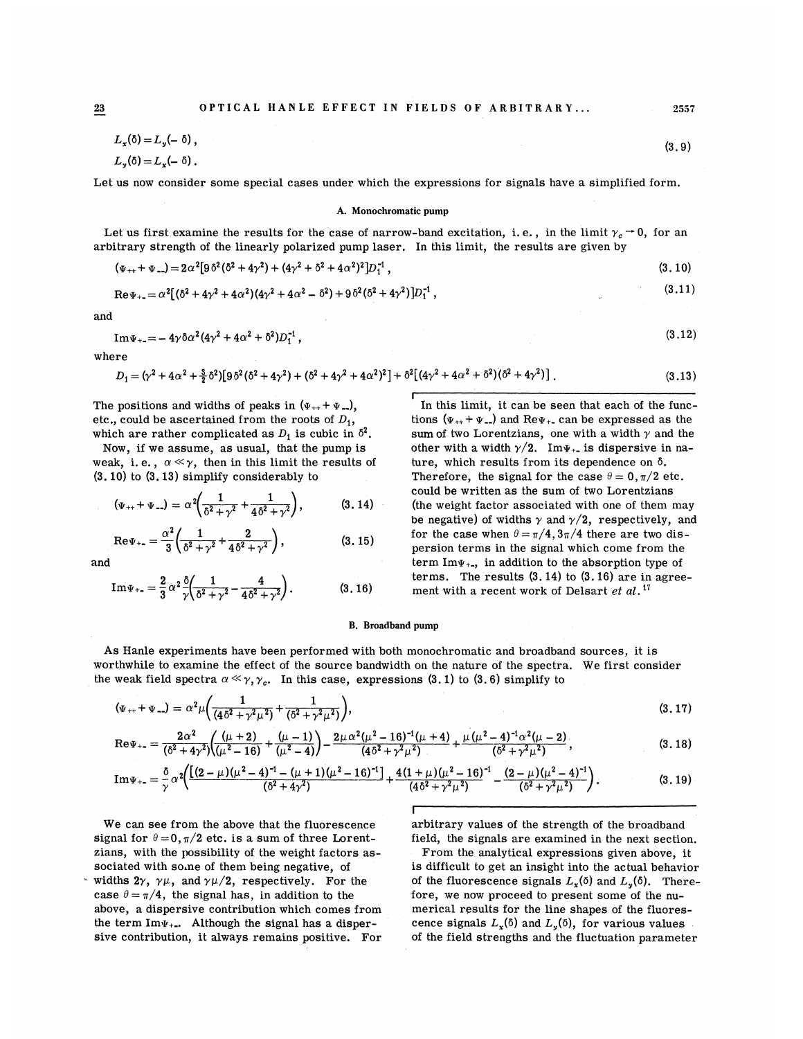$$L_x(\delta) = L_y(-\delta),$$
$$L_y(\delta) = L_x(-\delta). \tag{3.9}$$

Let us now consider some special cases under which the expressions for signals have a simplified form.

### A. Monochromatic pump

Let us first examine the results for the case of narrow-band excitation, i.e., in the limit $\gamma_c \to 0$, for an arbitrary strength of the linearly polarized pump laser. In this limit, the results are given by

$$(\Psi_{++} + \Psi_{--}) = 2\alpha^2[9\delta^2(\delta^2 + 4\gamma^2) + (4\gamma^2 + \delta^2 + 4\alpha^2)^2]D_1^{-1}, \tag{3.10}$$

$$\mathrm{Re}\Psi_{+-} = \alpha^2[(\delta^2 + 4\gamma^2 + 4\alpha^2)(4\gamma^2 + 4\alpha^2 - \delta^2) + 9\delta^2(\delta^2 + 4\gamma^2)]D_1^{-1}, \tag{3.11}$$

and

$$\mathrm{Im}\Psi_{+-} = -4\gamma\delta\alpha^2(4\gamma^2 + 4\alpha^2 + \delta^2)D_1^{-1}, \tag{3.12}$$

where

$$D_1 = (\gamma^2 + 4\alpha^2 + \tfrac{5}{4}\delta^2)[9\delta^2(\delta^2 + 4\gamma^2) + (\delta^2 + 4\gamma^2 + 4\alpha^2)^2] + \delta^2[(4\gamma^2 + 4\alpha^2 + \delta^2)(\delta^2 + 4\gamma^2)]. \tag{3.13}$$

The positions and widths of peaks in $(\Psi_{++} + \Psi_{--})$, etc., could be ascertained from the roots of $D_1$, which are rather complicated as $D_1$ is cubic in $\delta^2$.

Now, if we assume, as usual, that the pump is weak, i.e., $\alpha \ll \gamma$, then in this limit the results of (3.10) to (3.13) simplify considerably to

$$(\Psi_{++} + \Psi_{--}) = \alpha^2\left(\frac{1}{\delta^2 + \gamma^2} + \frac{1}{4\delta^2 + \gamma^2}\right), \tag{3.14}$$

$$\mathrm{Re}\Psi_{+-} = \frac{\alpha^2}{3}\left(\frac{1}{\delta^2 + \gamma^2} + \frac{2}{4\delta^2 + \gamma^2}\right), \tag{3.15}$$

and

$$\mathrm{Im}\Psi_{+-} = \frac{2}{3}\alpha^2\frac{\delta}{\gamma}\left(\frac{1}{\delta^2 + \gamma^2} - \frac{4}{4\delta^2 + \gamma^2}\right). \tag{3.16}$$

In this limit, it can be seen that each of the functions $(\Psi_{++} + \Psi_{--})$ and $\mathrm{Re}\Psi_{+-}$ can be expressed as the sum of two Lorentzians, one with a width $\gamma$ and the other with a width $\gamma/2$. $\mathrm{Im}\Psi_{+-}$ is dispersive in nature, which results from its dependence on $\delta$. Therefore, the signal for the case $\theta = 0, \pi/2$ etc. could be written as the sum of two Lorentzians (the weight factor associated with one of them may be negative) of widths $\gamma$ and $\gamma/2$, respectively, and for the case when $\theta = \pi/4, 3\pi/4$ there are two dispersion terms in the signal which come from the term $\mathrm{Im}\Psi_{+-}$, in addition to the absorption type of terms. The results (3.14) to (3.16) are in agreement with a recent work of Delsart *et al.*[17]

### B. Broadband pump

As Hanle experiments have been performed with both monochromatic and broadband sources, it is worthwhile to examine the effect of the source bandwidth on the nature of the spectra. We first consider the weak field spectra $\alpha \ll \gamma, \gamma_c$. In this case, expressions (3.1) to (3.6) simplify to

$$(\Psi_{++} + \Psi_{--}) = \alpha^2\mu\left(\frac{1}{(4\delta^2 + \gamma^2\mu^2)} + \frac{1}{(\delta^2 + \gamma^2\mu^2)}\right), \tag{3.17}$$

$$\mathrm{Re}\Psi_{+-} = \frac{2\alpha^2}{(\delta^2 + 4\gamma^2)}\left(\frac{(\mu + 2)}{(\mu^2 - 16)} + \frac{(\mu - 1)}{(\mu^2 - 4)}\right) - \frac{2\mu\alpha^2(\mu^2 - 16)^{-1}(\mu + 4)}{(4\delta^2 + \gamma^2\mu^2)} + \frac{\mu(\mu^2 - 4)^{-1}\alpha^2(\mu - 2)}{(\delta^2 + \gamma^2\mu^2)}, \tag{3.18}$$

$$\mathrm{Im}\Psi_{+-} = \frac{\delta}{\gamma}\alpha^2\left(\frac{[(2 - \mu)(\mu^2 - 4)^{-1} - (\mu + 1)(\mu^2 - 16)^{-1}]}{(\delta^2 + 4\gamma^2)} + \frac{4(1 + \mu)(\mu^2 - 16)^{-1}}{(4\delta^2 + \gamma^2\mu^2)} - \frac{(2 - \mu)(\mu^2 - 4)^{-1}}{(\delta^2 + \gamma^2\mu^2)}\right). \tag{3.19}$$

We can see from the above that the fluorescence signal for $\theta = 0, \pi/2$ etc. is a sum of three Lorentzians, with the possibility of the weight factors associated with some of them being negative, of widths $2\gamma$, $\gamma\mu$, and $\gamma\mu/2$, respectively. For the case $\theta = \pi/4$, the signal has, in addition to the above, a dispersive contribution which comes from the term $\mathrm{Im}\Psi_{+-}$. Although the signal has a dispersive contribution, it always remains positive. For arbitrary values of the strength of the broadband field, the signals are examined in the next section.

From the analytical expressions given above, it is difficult to get an insight into the actual behavior of the fluorescence signals $L_x(\delta)$ and $L_y(\delta)$. Therefore, we now proceed to present some of the numerical results for the line shapes of the fluorescence signals $L_x(\delta)$ and $L_y(\delta)$, for various values of the field strengths and the fluctuation parameter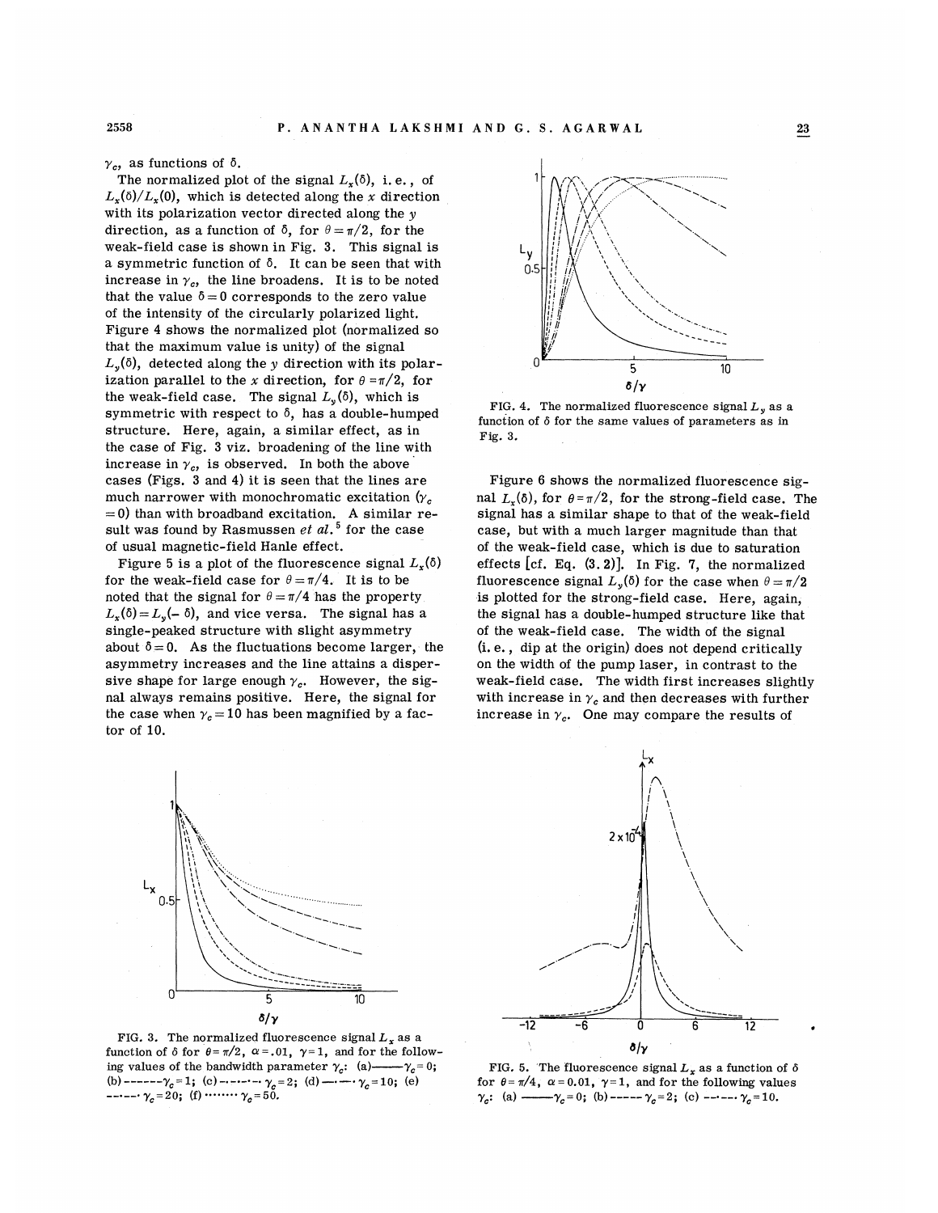$\gamma_c$, as functions of $\delta$.

The normalized plot of the signal $L_x(\delta)$, i.e., of $L_x(\delta)/L_x(0)$, which is detected along the $x$ direction with its polarization vector directed along the $y$ direction, as a function of $\delta$, for $\theta=\pi/2$, for the weak-field case is shown in Fig. 3. This signal is a symmetric function of $\delta$. It can be seen that with increase in $\gamma_c$, the line broadens. It is to be noted that the value $\delta=0$ corresponds to the zero value of the intensity of the circularly polarized light. Figure 4 shows the normalized plot (normalized so that the maximum value is unity) of the signal $L_y(\delta)$, detected along the $y$ direction with its polarization parallel to the $x$ direction, for $\theta=\pi/2$, for the weak-field case. The signal $L_y(\delta)$, which is symmetric with respect to $\delta$, has a double-humped structure. Here, again, a similar effect, as in the case of Fig. 3 viz. broadening of the line with increase in $\gamma_c$, is observed. In both the above cases (Figs. 3 and 4) it is seen that the lines are much narrower with monochromatic excitation ($\gamma_c=0$) than with broadband excitation. A similar result was found by Rasmussen *et al.*[5] for the case of usual magnetic-field Hanle effect.

Figure 5 is a plot of the fluorescence signal $L_x(\delta)$ for the weak-field case for $\theta=\pi/4$. It is to be noted that the signal for $\theta=\pi/4$ has the property $L_x(\delta)=L_y(-\delta)$, and vice versa. The signal has a single-peaked structure with slight asymmetry about $\delta=0$. As the fluctuations become larger, the asymmetry increases and the line attains a dispersive shape for large enough $\gamma_c$. However, the signal always remains positive. Here, the signal for the case when $\gamma_c=10$ has been magnified by a factor of 10.

FIG. 4. The normalized fluorescence signal $L_y$ as a function of $\delta$ for the same values of parameters as in Fig. 3.

Figure 6 shows the normalized fluorescence signal $L_x(\delta)$, for $\theta=\pi/2$, for the strong-field case. The signal has a similar shape to that of the weak-field case, but with a much larger magnitude than that of the weak-field case, which is due to saturation effects [cf. Eq. (3.2)]. In Fig. 7, the normalized fluorescence signal $L_y(\delta)$ for the case when $\theta=\pi/2$ is plotted for the strong-field case. Here, again, the signal has a double-humped structure like that of the weak-field case. The width of the signal (i.e., dip at the origin) does not depend critically on the width of the pump laser, in contrast to the weak-field case. The width first increases slightly with increase in $\gamma_c$ and then decreases with further increase in $\gamma_c$. One may compare the results of

FIG. 3. The normalized fluorescence signal $L_x$ as a function of $\delta$ for $\theta=\pi/2$, $\alpha=.01$, $\gamma=1$, and for the following values of the bandwidth parameter $\gamma_c$: (a) —— $\gamma_c=0$; (b) ------ $\gamma_c=1$; (c) —·—·— $\gamma_c=2$; (d) —·— $\gamma_c=10$; (e) --·--· $\gamma_c=20$; (f) ········ $\gamma_c=50$.

FIG. 5. The fluorescence signal $L_x$ as a function of $\delta$ for $\theta=\pi/4$, $\alpha=0.01$, $\gamma=1$, and for the following values $\gamma_c$: (a) —— $\gamma_c=0$; (b) ----- $\gamma_c=2$; (c) —·—·— $\gamma_c=10$.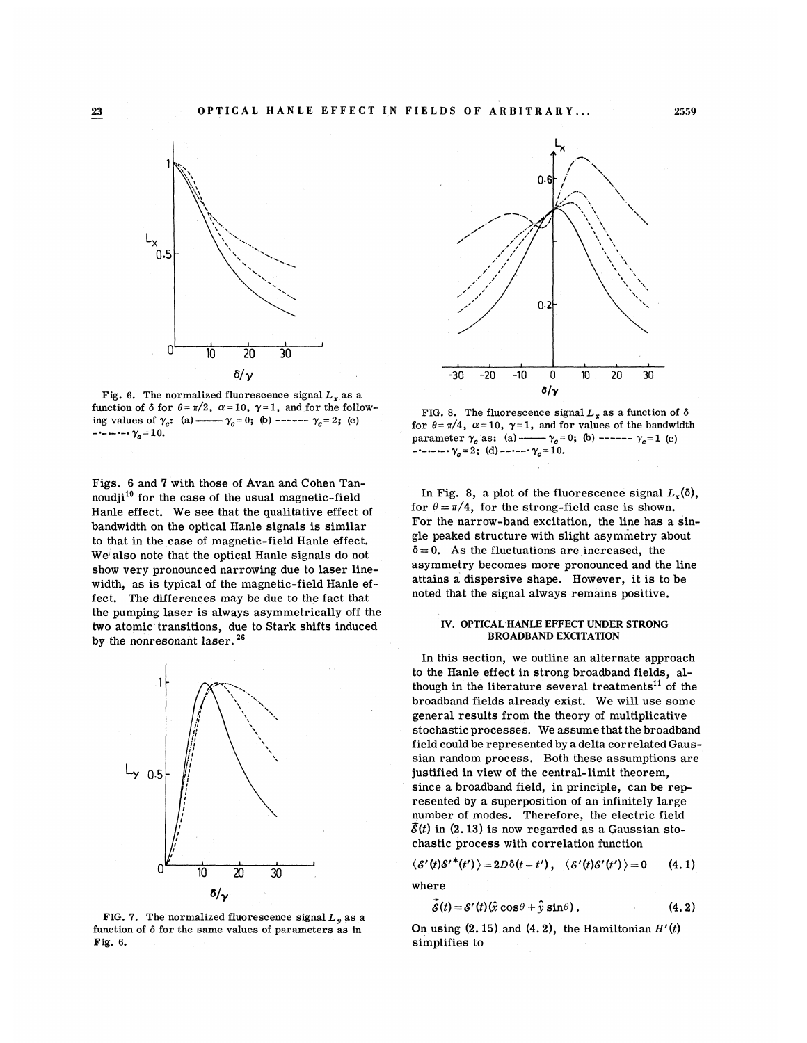Fig. 6. The normalized fluorescence signal $L_x$ as a function of $\delta$ for $\theta=\pi/2$, $\alpha=10$, $\gamma=1$, and for the following values of $\gamma_c$: (a) —— $\gamma_c=0$; (b) ------ $\gamma_c=2$; (c) -·-·-·- $\gamma_c=10$.

Figs. 6 and 7 with those of Avan and Cohen Tannoudji[10] for the case of the usual magnetic-field Hanle effect. We see that the qualitative effect of bandwidth on the optical Hanle signals is similar to that in the case of magnetic-field Hanle effect. We also note that the optical Hanle signals do not show very pronounced narrowing due to laser linewidth, as is typical of the magnetic-field Hanle effect. The differences may be due to the fact that the pumping laser is always asymmetrically off the two atomic transitions, due to Stark shifts induced by the nonresonant laser.[26]

FIG. 7. The normalized fluorescence signal $L_y$ as a function of $\delta$ for the same values of parameters as in Fig. 6.

FIG. 8. The fluorescence signal $L_x$ as a function of $\delta$ for $\theta=\pi/4$, $\alpha=10$, $\gamma=1$, and for values of the bandwidth parameter $\gamma_c$ as: (a) —— $\gamma_c=0$; (b) ------ $\gamma_c=1$ (c) -·-·-·- $\gamma_c=2$; (d) --·--· $\gamma_c=10$.

In Fig. 8, a plot of the fluorescence signal $L_x(\delta)$, for $\theta=\pi/4$, for the strong-field case is shown. For the narrow-band excitation, the line has a single peaked structure with slight asymmetry about $\delta=0$. As the fluctuations are increased, the asymmetry becomes more pronounced and the line attains a dispersive shape. However, it is to be noted that the signal always remains positive.

## IV. OPTICAL HANLE EFFECT UNDER STRONG BROADBAND EXCITATION

In this section, we outline an alternate approach to the Hanle effect in strong broadband fields, although in the literature several treatments[11] of the broadband fields already exist. We will use some general results from the theory of multiplicative stochastic processes. We assume that the broadband field could be represented by a delta correlated Gaussian random process. Both these assumptions are justified in view of the central-limit theorem, since a broadband field, in principle, can be represented by a superposition of an infinitely large number of modes. Therefore, the electric field $\vec{\mathcal{E}}(t)$ in (2.13) is now regarded as a Gaussian stochastic process with correlation function

$$\langle \mathcal{E}'(t)\mathcal{E}'^{*}(t')\rangle = 2D\delta(t-t'), \quad \langle \mathcal{E}'(t)\mathcal{E}'(t')\rangle = 0 \qquad (4.1)$$

where

$$\vec{\mathcal{E}}(t) = \mathcal{E}'(t)(\hat{x}\cos\theta + \hat{y}\sin\theta). \qquad (4.2)$$

On using (2.15) and (4.2), the Hamiltonian $H'(t)$ simplifies to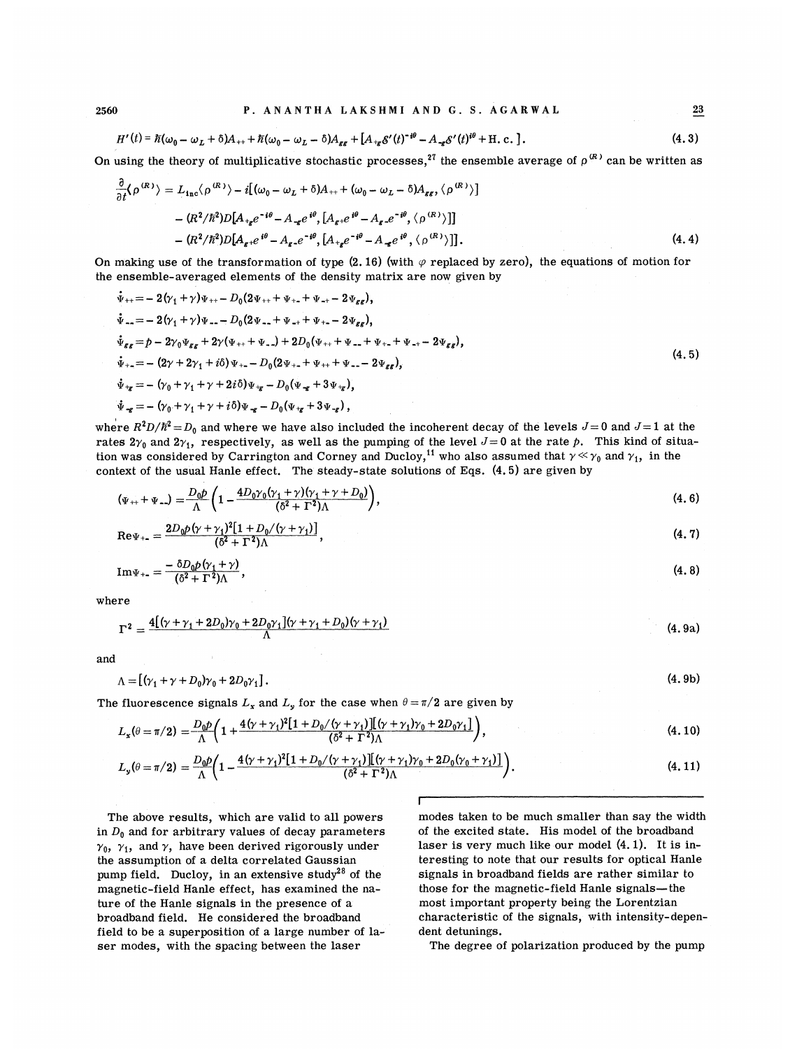$$H'(t) = \hbar(\omega_0 - \omega_L + \delta)A_{++} + \hbar(\omega_0 - \omega_L - \delta)A_{gg} + [A_{+g}\mathcal{E}'(t)^{-i\theta} - A_{-g}\mathcal{E}'(t)^{i\theta} + \text{H.c.}]. \tag{4.3}$$

On using the theory of multiplicative stochastic processes,[27] the ensemble average of $\rho^{(R)}$ can be written as

$$\begin{aligned}
\frac{\partial}{\partial t}\langle\rho^{(R)}\rangle = L_{\text{inc}}\langle\rho^{(R)}\rangle &- i[(\omega_0 - \omega_L + \delta)A_{++} + (\omega_0 - \omega_L - \delta)A_{gg}, \langle\rho^{(R)}\rangle] \\
&- (R^2/\hbar^2)D[A_{+g}e^{-i\theta} - A_{-g}e^{i\theta}, [A_{g+}e^{i\theta} - A_{g-}e^{-i\theta}, \langle\rho^{(R)}\rangle]] \\
&- (R^2/\hbar^2)D[A_{g+}e^{i\theta} - A_{g-}e^{-i\theta}, [A_{+g}e^{-i\theta} - A_{-g}e^{i\theta}, \langle\rho^{(R)}\rangle]].
\end{aligned} \tag{4.4}$$

On making use of the transformation of type (2.16) (with $\varphi$ replaced by zero), the equations of motion for the ensemble-averaged elements of the density matrix are now given by

$$\begin{aligned}
\dot{\Psi}_{++} &= -2(\gamma_1 + \gamma)\Psi_{++} - D_0(2\Psi_{++} + \Psi_{+-} + \Psi_{-+} - 2\Psi_{gg}), \\
\dot{\Psi}_{--} &= -2(\gamma_1 + \gamma)\Psi_{--} - D_0(2\Psi_{--} + \Psi_{-+} + \Psi_{+-} - 2\Psi_{gg}), \\
\dot{\Psi}_{gg} &= p - 2\gamma_0\Psi_{gg} + 2\gamma(\Psi_{++} + \Psi_{--}) + 2D_0(\Psi_{++} + \Psi_{--} + \Psi_{+-} + \Psi_{-+} - 2\Psi_{gg}), \\
\dot{\Psi}_{+-} &= -(2\gamma + 2\gamma_1 + i\delta)\Psi_{+-} - D_0(2\Psi_{+-} + \Psi_{++} + \Psi_{--} - 2\Psi_{gg}), \\
\dot{\Psi}_{+g} &= -(\gamma_0 + \gamma_1 + \gamma + 2i\delta)\Psi_{+g} - D_0(\Psi_{-g} + 3\Psi_{+g}), \\
\dot{\Psi}_{-g} &= -(\gamma_0 + \gamma_1 + \gamma + i\delta)\Psi_{-g} - D_0(\Psi_{+g} + 3\Psi_{-g}),
\end{aligned} \tag{4.5}$$

where $R^2D/\hbar^2 = D_0$ and where we have also included the incoherent decay of the levels $J=0$ and $J=1$ at the rates $2\gamma_0$ and $2\gamma_1$, respectively, as well as the pumping of the level $J=0$ at the rate $p$. This kind of situation was considered by Carrington and Corney and Ducloy,[11] who also assumed that $\gamma \ll \gamma_0$ and $\gamma_1$, in the context of the usual Hanle effect. The steady-state solutions of Eqs. (4.5) are given by

$$(\Psi_{++} + \Psi_{--}) = \frac{D_0 p}{\Lambda}\left(1 - \frac{4D_0\gamma_0(\gamma_1 + \gamma)(\gamma_1 + \gamma + D_0)}{(\delta^2 + \Gamma^2)\Lambda}\right), \tag{4.6}$$

$$\text{Re}\Psi_{+-} = \frac{2D_0 p(\gamma + \gamma_1)^2[1 + D_0/(\gamma + \gamma_1)]}{(\delta^2 + \Gamma^2)\Lambda}, \tag{4.7}$$

$$\text{Im}\Psi_{+-} = \frac{-\delta D_0 p(\gamma_1 + \gamma)}{(\delta^2 + \Gamma^2)\Lambda}, \tag{4.8}$$

where

$$\Gamma^2 = \frac{4[(\gamma + \gamma_1 + 2D_0)\gamma_0 + 2D_0\gamma_1](\gamma + \gamma_1 + D_0)(\gamma + \gamma_1)}{\Lambda} \tag{4.9a}$$

and

$$\Lambda = [(\gamma_1 + \gamma + D_0)\gamma_0 + 2D_0\gamma_1]. \tag{4.9b}$$

The fluorescence signals $L_x$ and $L_y$ for the case when $\theta = \pi/2$ are given by

$$L_x(\theta = \pi/2) = \frac{D_0 p}{\Lambda}\left(1 + \frac{4(\gamma + \gamma_1)^2[1 + D_0/(\gamma + \gamma_1)][(\gamma + \gamma_1)\gamma_0 + 2D_0\gamma_1]}{(\delta^2 + \Gamma^2)\Lambda}\right), \tag{4.10}$$

$$L_y(\theta = \pi/2) = \frac{D_0 p}{\Lambda}\left(1 - \frac{4(\gamma + \gamma_1)^2[1 + D_0/(\gamma + \gamma_1)][(\gamma + \gamma_1)\gamma_0 + 2D_0(\gamma_0 + \gamma_1)]}{(\delta^2 + \Gamma^2)\Lambda}\right). \tag{4.11}$$

The above results, which are valid to all powers in $D_0$ and for arbitrary values of decay parameters $\gamma_0$, $\gamma_1$, and $\gamma$, have been derived rigorously under the assumption of a delta correlated Gaussian pump field. Ducloy, in an extensive study[28] of the magnetic-field Hanle effect, has examined the nature of the Hanle signals in the presence of a broadband field. He considered the broadband field to be a superposition of a large number of laser modes, with the spacing between the laser modes taken to be much smaller than say the width of the excited state. His model of the broadband laser is very much like our model (4.1). It is interesting to note that our results for optical Hanle signals in broadband fields are rather similar to those for the magnetic-field Hanle signals—the most important property being the Lorentzian characteristic of the signals, with intensity-dependent detunings.

The degree of polarization produced by the pump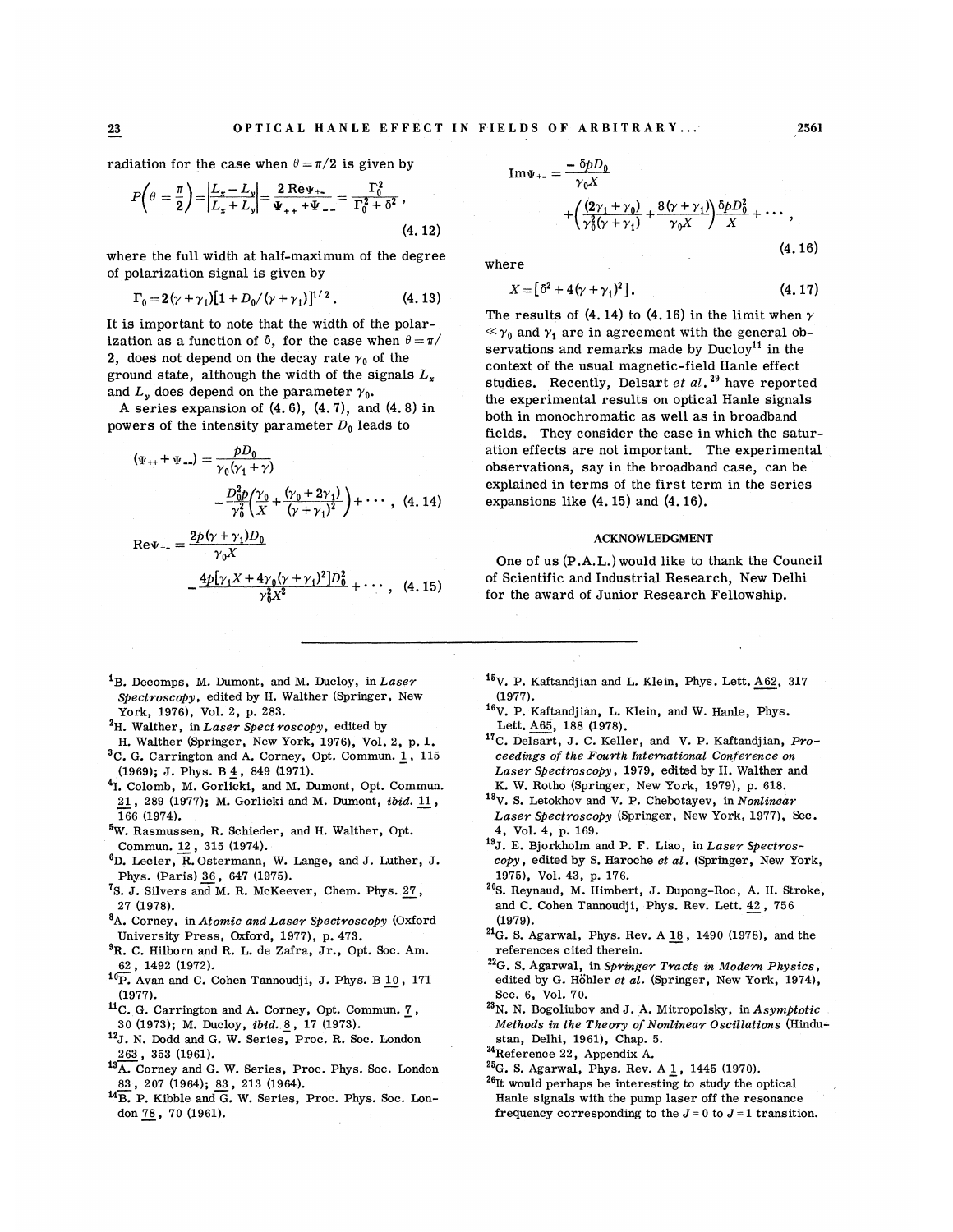radiation for the case when $\theta = \pi/2$ is given by

$$P\left(\theta=\frac{\pi}{2}\right)=\left|\frac{L_x-L_y}{L_x+L_y}\right|=\frac{2\,\mathrm{Re}\Psi_{+-}}{\Psi_{++}+\Psi_{--}}=\frac{\Gamma_0^2}{\Gamma_0^2+\delta^2}\,, \tag{4.12}$$

where the full width at half-maximum of the degree of polarization signal is given by

$$\Gamma_0 = 2(\gamma+\gamma_1)[1+D_0/(\gamma+\gamma_1)]^{1/2}\,. \tag{4.13}$$

It is important to note that the width of the polarization as a function of $\delta$, for the case when $\theta=\pi/2$, does not depend on the decay rate $\gamma_0$ of the ground state, although the width of the signals $L_x$ and $L_y$ does depend on the parameter $\gamma_0$.

A series expansion of (4.6), (4.7), and (4.8) in powers of the intensity parameter $D_0$ leads to

$$(\Psi_{++}+\Psi_{--})=\frac{pD_0}{\gamma_0(\gamma_1+\gamma)} - \frac{D_0^2 p}{\gamma_0^2}\left(\frac{\gamma_0}{X}+\frac{(\gamma_0+2\gamma_1)}{(\gamma+\gamma_1)^2}\right)+\cdots\,, \tag{4.14}$$

$$\mathrm{Re}\Psi_{+-}=\frac{2p(\gamma+\gamma_1)D_0}{\gamma_0 X} - \frac{4p[\gamma_1 X+4\gamma_0(\gamma+\gamma_1)^2]D_0^2}{\gamma_0^2X^2}+\cdots\,, \tag{4.15}$$

$$\mathrm{Im}\Psi_{+-}=\frac{-\delta p D_0}{\gamma_0 X} + \left(\frac{(2\gamma_1+\gamma_0)}{\gamma_0^2(\gamma+\gamma_1)}+\frac{8(\gamma+\gamma_1)}{\gamma_0 X}\right)\frac{\delta p D_0^2}{X}+\cdots\,, \tag{4.16}$$

where

$$X=[\delta^2+4(\gamma+\gamma_1)^2]\,. \tag{4.17}$$

The results of (4.14) to (4.16) in the limit when $\gamma \ll \gamma_0$ and $\gamma_1$ are in agreement with the general observations and remarks made by Ducloy[11] in the context of the usual magnetic-field Hanle effect studies. Recently, Delsart *et al.*[29] have reported the experimental results on optical Hanle signals both in monochromatic as well as in broadband fields. They consider the case in which the saturation effects are not important. The experimental observations, say in the broadband case, can be explained in terms of the first term in the series expansions like (4.15) and (4.16).

## ACKNOWLEDGMENT

One of us (P.A.L.) would like to thank the Council of Scientific and Industrial Research, New Delhi for the award of Junior Research Fellowship.

---

[1] B. Decomps, M. Dumont, and M. Ducloy, in *Laser Spectroscopy*, edited by H. Walther (Springer, New York, 1976), Vol. 2, p. 283.

[2] H. Walther, in *Laser Spectroscopy*, edited by H. Walther (Springer, New York, 1976), Vol. 2, p. 1.

[3] C. G. Carrington and A. Corney, Opt. Commun. 1, 115 (1969); J. Phys. B 4, 849 (1971).

[4] I. Colomb, M. Gorlicki, and M. Dumont, Opt. Commun. 21, 289 (1977); M. Gorlicki and M. Dumont, *ibid.* 11, 166 (1974).

[5] W. Rasmussen, R. Schieder, and H. Walther, Opt. Commun. 12, 315 (1974).

[6] D. Lecler, R. Ostermann, W. Lange, and J. Luther, J. Phys. (Paris) 36, 647 (1975).

[7] S. J. Silvers and M. R. McKeever, Chem. Phys. 27, 27 (1978).

[8] A. Corney, in *Atomic and Laser Spectroscopy* (Oxford University Press, Oxford, 1977), p. 473.

[9] R. C. Hilborn and R. L. de Zafra, Jr., Opt. Soc. Am. 62, 1492 (1972).

[10] P. Avan and C. Cohen Tannoudji, J. Phys. B 10, 171 (1977).

[11] C. G. Carrington and A. Corney, Opt. Commun. 7, 30 (1973); M. Ducloy, *ibid.* 8, 17 (1973).

[12] J. N. Dodd and G. W. Series, Proc. R. Soc. London 263, 353 (1961).

[13] A. Corney and G. W. Series, Proc. Phys. Soc. London 83, 207 (1964); 83, 213 (1964).

[14] B. P. Kibble and G. W. Series, Proc. Phys. Soc. London 78, 70 (1961).

[15] V. P. Kaftandjian and L. Klein, Phys. Lett. A62, 317 (1977).

[16] V. P. Kaftandjian, L. Klein, and W. Hanle, Phys. Lett. A65, 188 (1978).

[17] C. Delsart, J. C. Keller, and V. P. Kaftandjian, *Proceedings of the Fourth International Conference on Laser Spectroscopy*, 1979, edited by H. Walther and K. W. Rotho (Springer, New York, 1979), p. 618.

[18] V. S. Letokhov and V. P. Chebotayev, in *Nonlinear Laser Spectroscopy* (Springer, New York, 1977), Sec. 4, Vol. 4, p. 169.

[19] J. E. Bjorkholm and P. F. Liao, in *Laser Spectroscopy*, edited by S. Haroche *et al.* (Springer, New York, 1975), Vol. 43, p. 176.

[20] S. Reynaud, M. Himbert, J. Dupong-Roc, A. H. Stroke, and C. Cohen Tannoudji, Phys. Rev. Lett. 42, 756 (1979).

[21] G. S. Agarwal, Phys. Rev. A 18, 1490 (1978), and the references cited therein.

[22] G. S. Agarwal, in *Springer Tracts in Modern Physics*, edited by G. Höhler *et al.* (Springer, New York, 1974), Sec. 6, Vol. 70.

[23] N. N. Bogoliubov and J. A. Mitropolsky, in *Asymptotic Methods in the Theory of Nonlinear Oscillations* (Hindustan, Delhi, 1961), Chap. 5.

[24] Reference 22, Appendix A.

[25] G. S. Agarwal, Phys. Rev. A 1, 1445 (1970).

[26] It would perhaps be interesting to study the optical Hanle signals with the pump laser off the resonance frequency corresponding to the $J=0$ to $J=1$ transition.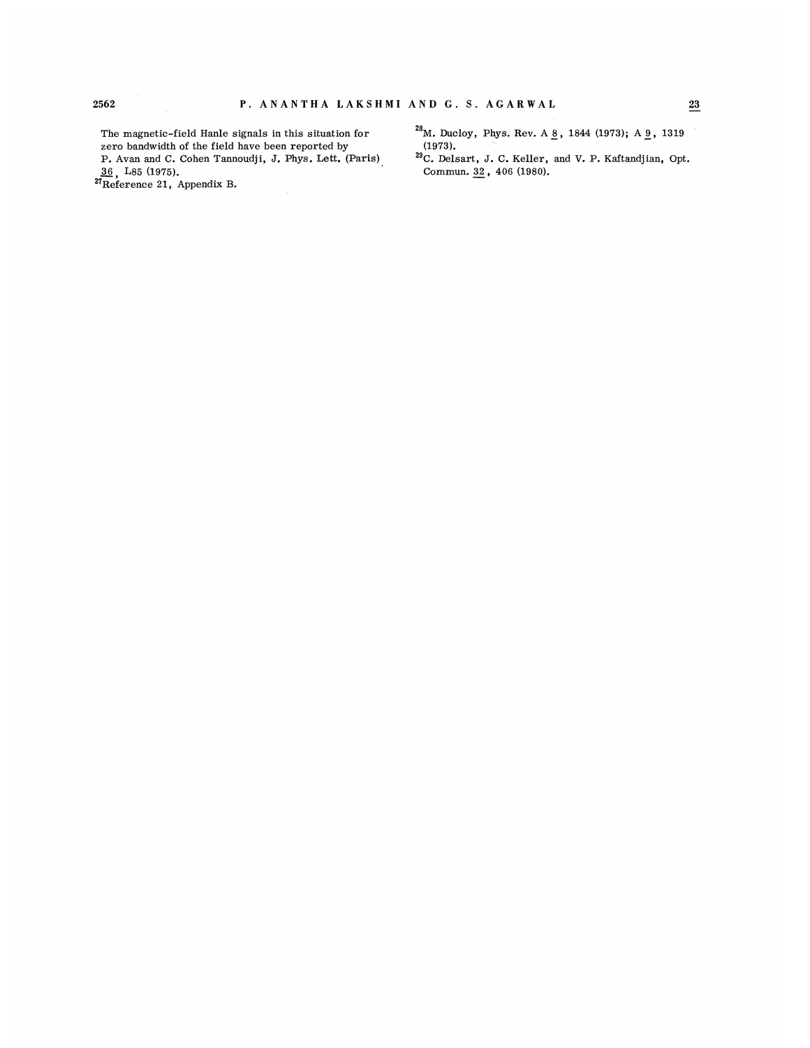The magnetic-field Hanle signals in this situation for zero bandwidth of the field have been reported by P. Avan and C. Cohen Tannoudji, J. Phys. Lett. (Paris) 36, L85 (1975).

[27]Reference 21, Appendix B.

[28]M. Ducloy, Phys. Rev. A 8, 1844 (1973); A 9, 1319 (1973).

[29]C. Delsart, J. C. Keller, and V. P. Kaftandjian, Opt. Commun. 32, 406 (1980).